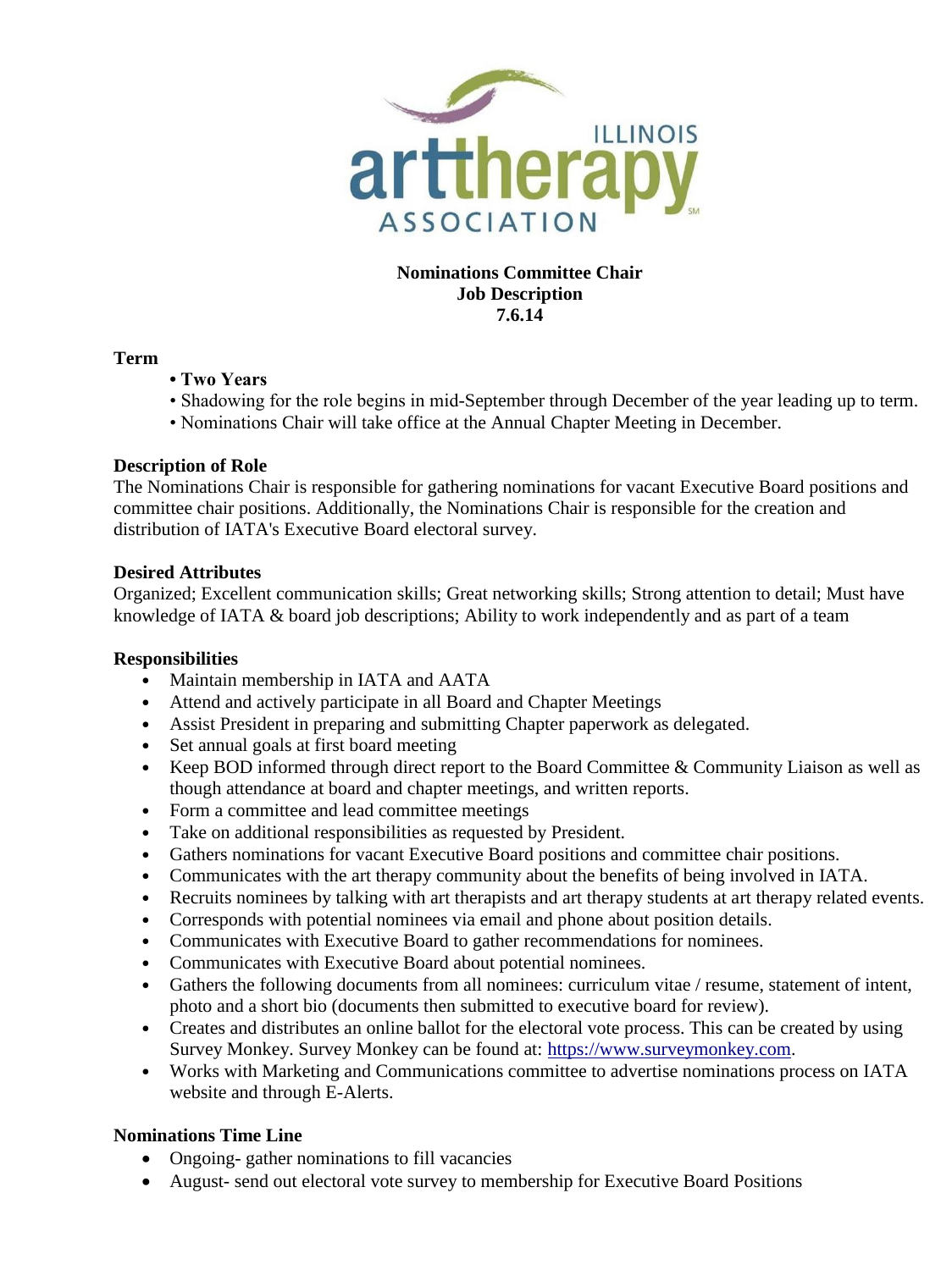ILLINOIS arttherapy ASSOCIATION

**Nominations Committee Chair**
**Job Description**
**7.6.14**

**Term**

- **Two Years**
- Shadowing for the role begins in mid-September through December of the year leading up to term.
- Nominations Chair will take office at the Annual Chapter Meeting in December.

**Description of Role**

The Nominations Chair is responsible for gathering nominations for vacant Executive Board positions and committee chair positions. Additionally, the Nominations Chair is responsible for the creation and distribution of IATA's Executive Board electoral survey.

**Desired Attributes**

Organized; Excellent communication skills; Great networking skills; Strong attention to detail; Must have knowledge of IATA & board job descriptions; Ability to work independently and as part of a team

**Responsibilities**

- Maintain membership in IATA and AATA
- Attend and actively participate in all Board and Chapter Meetings
- Assist President in preparing and submitting Chapter paperwork as delegated.
- Set annual goals at first board meeting
- Keep BOD informed through direct report to the Board Committee & Community Liaison as well as though attendance at board and chapter meetings, and written reports.
- Form a committee and lead committee meetings
- Take on additional responsibilities as requested by President.
- Gathers nominations for vacant Executive Board positions and committee chair positions.
- Communicates with the art therapy community about the benefits of being involved in IATA.
- Recruits nominees by talking with art therapists and art therapy students at art therapy related events.
- Corresponds with potential nominees via email and phone about position details.
- Communicates with Executive Board to gather recommendations for nominees.
- Communicates with Executive Board about potential nominees.
- Gathers the following documents from all nominees: curriculum vitae / resume, statement of intent, photo and a short bio (documents then submitted to executive board for review).
- Creates and distributes an online ballot for the electoral vote process. This can be created by using Survey Monkey. Survey Monkey can be found at: https://www.surveymonkey.com.
- Works with Marketing and Communications committee to advertise nominations process on IATA website and through E-Alerts.

**Nominations Time Line**

- Ongoing- gather nominations to fill vacancies
- August- send out electoral vote survey to membership for Executive Board Positions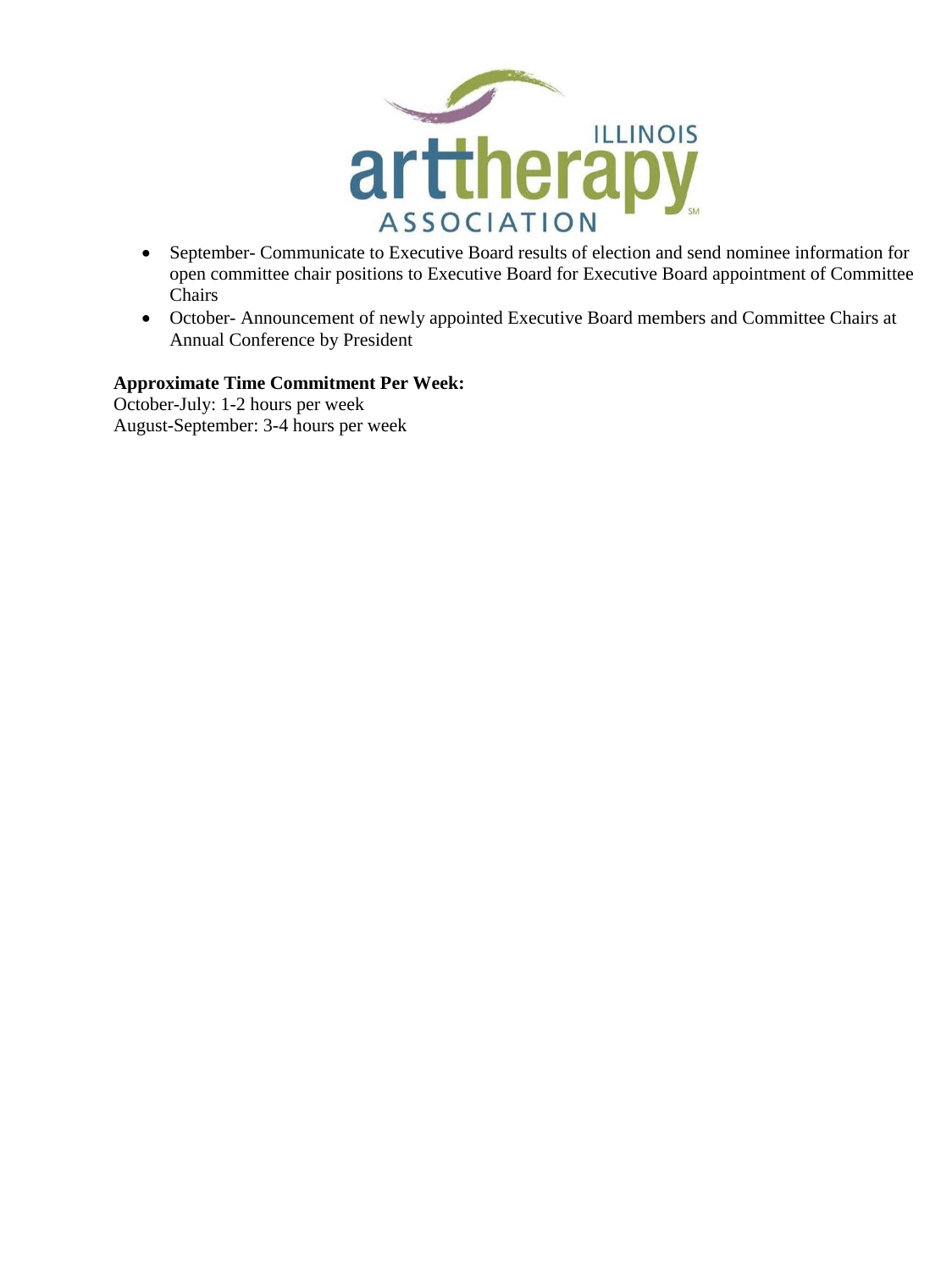- September- Communicate to Executive Board results of election and send nominee information for open committee chair positions to Executive Board for Executive Board appointment of Committee Chairs
- October- Announcement of newly appointed Executive Board members and Committee Chairs at Annual Conference by President

**Approximate Time Commitment Per Week:**

October-July: 1-2 hours per week
August-September: 3-4 hours per week